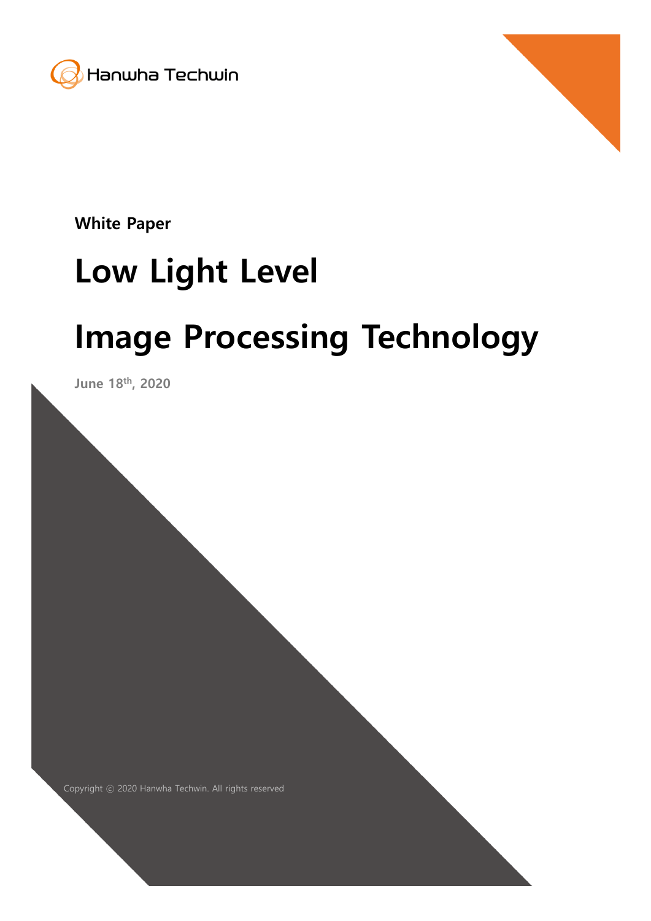Hanwha Techwin

**White Paper**

# Low Light Level Image Processing Technology

**June 18th, 2020**

Copyright ⓒ 2020 Hanwha Techwin. All rights reserved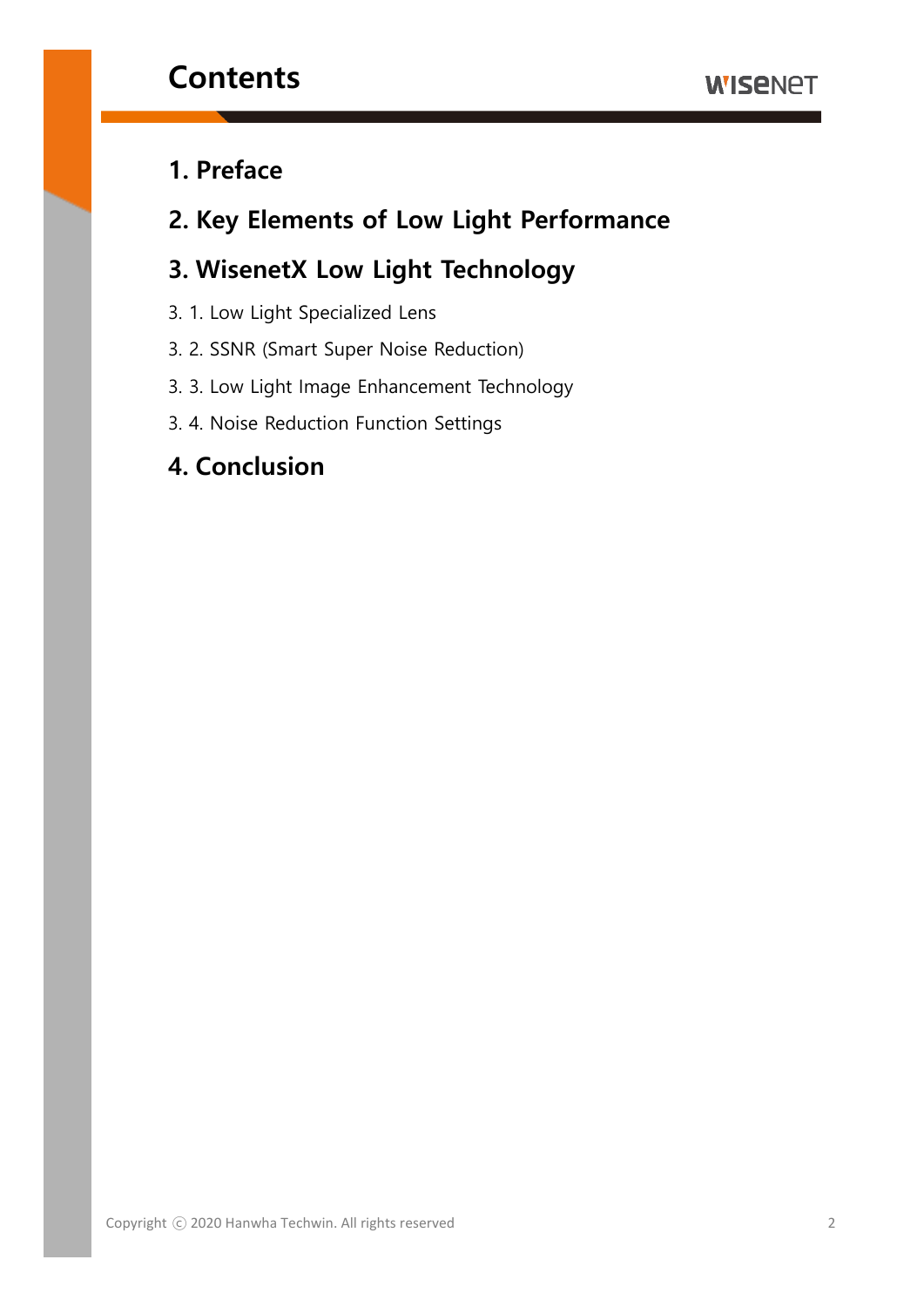# Contents

## 1. Preface

## 2. Key Elements of Low Light Performance

## 3. WisenetX Low Light Technology

3. 1. Low Light Specialized Lens

3. 2. SSNR (Smart Super Noise Reduction)

3. 3. Low Light Image Enhancement Technology

3. 4. Noise Reduction Function Settings

## 4. Conclusion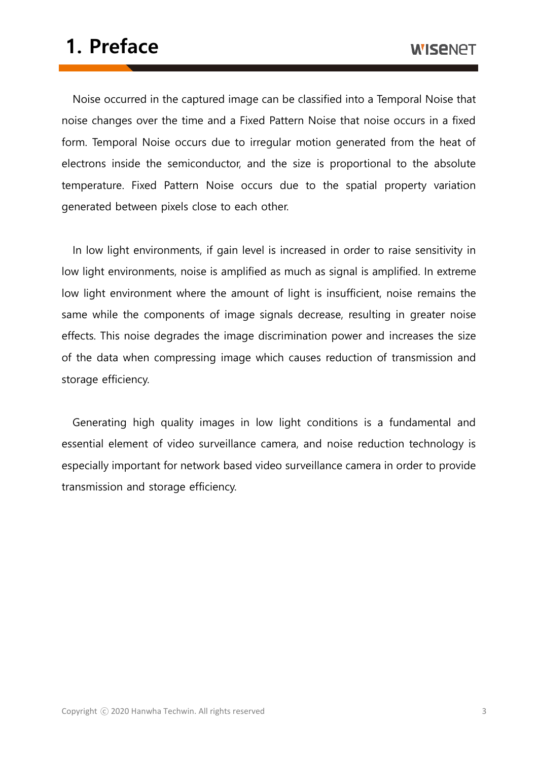# 1. Preface

Noise occurred in the captured image can be classified into a Temporal Noise that noise changes over the time and a Fixed Pattern Noise that noise occurs in a fixed form. Temporal Noise occurs due to irregular motion generated from the heat of electrons inside the semiconductor, and the size is proportional to the absolute temperature. Fixed Pattern Noise occurs due to the spatial property variation generated between pixels close to each other.

In low light environments, if gain level is increased in order to raise sensitivity in low light environments, noise is amplified as much as signal is amplified. In extreme low light environment where the amount of light is insufficient, noise remains the same while the components of image signals decrease, resulting in greater noise effects. This noise degrades the image discrimination power and increases the size of the data when compressing image which causes reduction of transmission and storage efficiency.

Generating high quality images in low light conditions is a fundamental and essential element of video surveillance camera, and noise reduction technology is especially important for network based video surveillance camera in order to provide transmission and storage efficiency.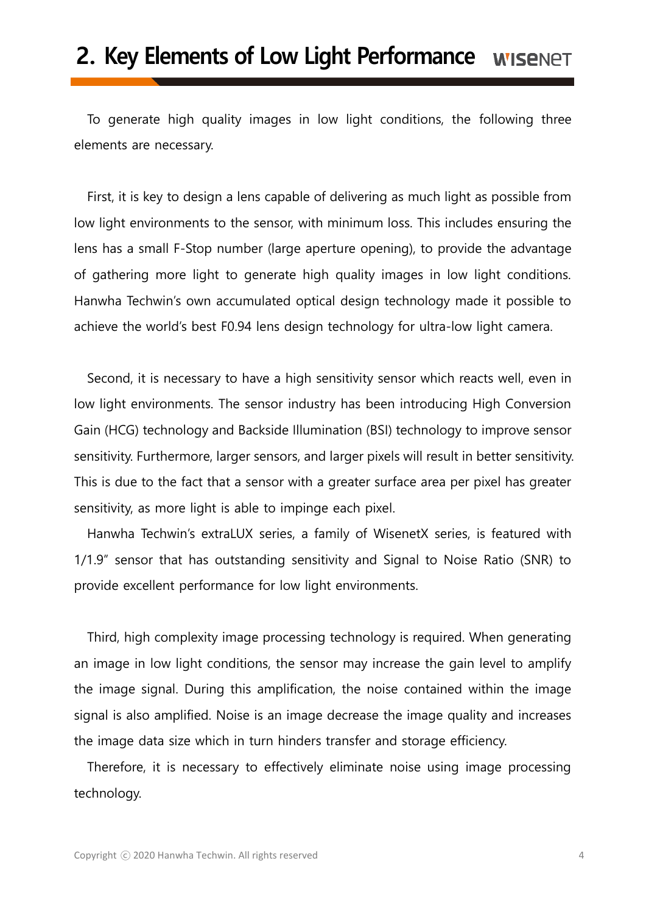# 2. Key Elements of Low Light Performance

To generate high quality images in low light conditions, the following three elements are necessary.

First, it is key to design a lens capable of delivering as much light as possible from low light environments to the sensor, with minimum loss. This includes ensuring the lens has a small F-Stop number (large aperture opening), to provide the advantage of gathering more light to generate high quality images in low light conditions. Hanwha Techwin's own accumulated optical design technology made it possible to achieve the world's best F0.94 lens design technology for ultra-low light camera.

Second, it is necessary to have a high sensitivity sensor which reacts well, even in low light environments. The sensor industry has been introducing High Conversion Gain (HCG) technology and Backside Illumination (BSI) technology to improve sensor sensitivity. Furthermore, larger sensors, and larger pixels will result in better sensitivity. This is due to the fact that a sensor with a greater surface area per pixel has greater sensitivity, as more light is able to impinge each pixel.

Hanwha Techwin's extraLUX series, a family of WisenetX series, is featured with 1/1.9" sensor that has outstanding sensitivity and Signal to Noise Ratio (SNR) to provide excellent performance for low light environments.

Third, high complexity image processing technology is required. When generating an image in low light conditions, the sensor may increase the gain level to amplify the image signal. During this amplification, the noise contained within the image signal is also amplified. Noise is an image decrease the image quality and increases the image data size which in turn hinders transfer and storage efficiency.

Therefore, it is necessary to effectively eliminate noise using image processing technology.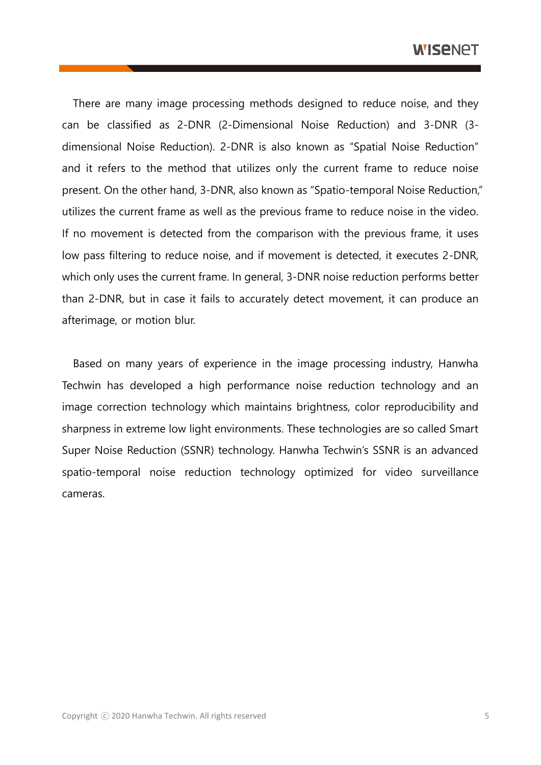There are many image processing methods designed to reduce noise, and they can be classified as 2-DNR (2-Dimensional Noise Reduction) and 3-DNR (3-dimensional Noise Reduction). 2-DNR is also known as "Spatial Noise Reduction" and it refers to the method that utilizes only the current frame to reduce noise present. On the other hand, 3-DNR, also known as "Spatio-temporal Noise Reduction," utilizes the current frame as well as the previous frame to reduce noise in the video. If no movement is detected from the comparison with the previous frame, it uses low pass filtering to reduce noise, and if movement is detected, it executes 2-DNR, which only uses the current frame. In general, 3-DNR noise reduction performs better than 2-DNR, but in case it fails to accurately detect movement, it can produce an afterimage, or motion blur.

Based on many years of experience in the image processing industry, Hanwha Techwin has developed a high performance noise reduction technology and an image correction technology which maintains brightness, color reproducibility and sharpness in extreme low light environments. These technologies are so called Smart Super Noise Reduction (SSNR) technology. Hanwha Techwin's SSNR is an advanced spatio-temporal noise reduction technology optimized for video surveillance cameras.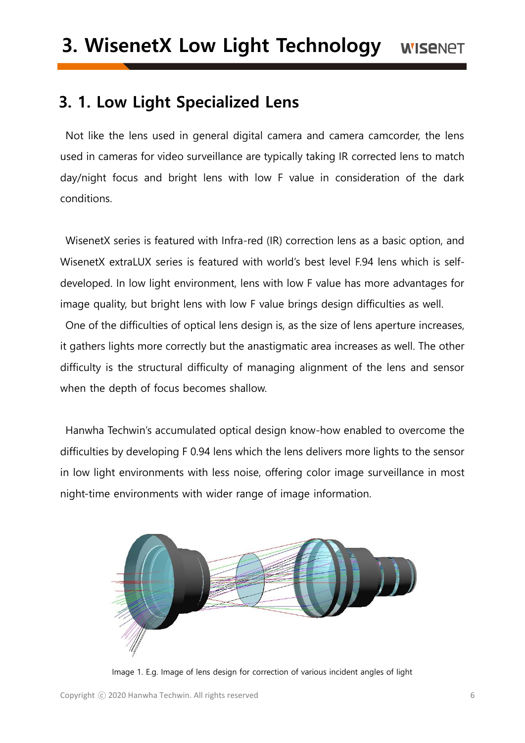# 3. WisenetX Low Light Technology

## 3. 1. Low Light Specialized Lens

Not like the lens used in general digital camera and camera camcorder, the lens used in cameras for video surveillance are typically taking IR corrected lens to match day/night focus and bright lens with low F value in consideration of the dark conditions.

WisenetX series is featured with Infra-red (IR) correction lens as a basic option, and WisenetX extraLUX series is featured with world's best level F.94 lens which is self-developed. In low light environment, lens with low F value has more advantages for image quality, but bright lens with low F value brings design difficulties as well.

One of the difficulties of optical lens design is, as the size of lens aperture increases, it gathers lights more correctly but the anastigmatic area increases as well. The other difficulty is the structural difficulty of managing alignment of the lens and sensor when the depth of focus becomes shallow.

Hanwha Techwin's accumulated optical design know-how enabled to overcome the difficulties by developing F 0.94 lens which the lens delivers more lights to the sensor in low light environments with less noise, offering color image surveillance in most night-time environments with wider range of image information.

Image 1. E.g. Image of lens design for correction of various incident angles of light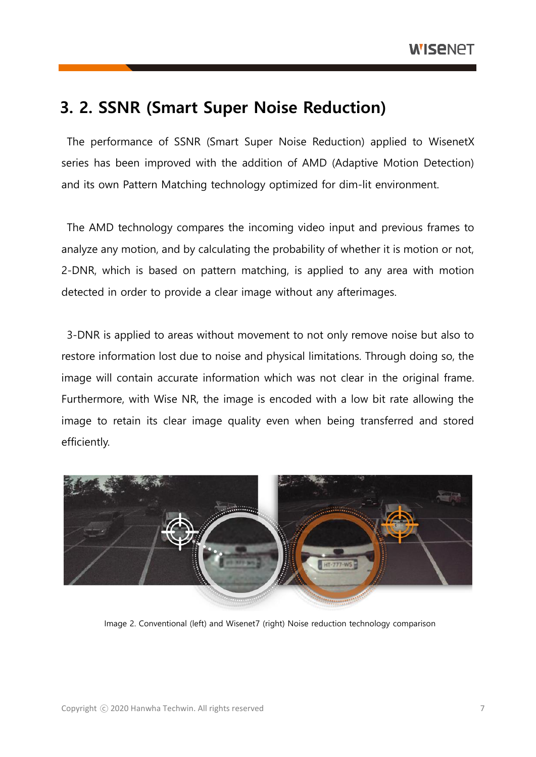## 3. 2. SSNR (Smart Super Noise Reduction)

The performance of SSNR (Smart Super Noise Reduction) applied to WisenetX series has been improved with the addition of AMD (Adaptive Motion Detection) and its own Pattern Matching technology optimized for dim-lit environment.

The AMD technology compares the incoming video input and previous frames to analyze any motion, and by calculating the probability of whether it is motion or not, 2-DNR, which is based on pattern matching, is applied to any area with motion detected in order to provide a clear image without any afterimages.

3-DNR is applied to areas without movement to not only remove noise but also to restore information lost due to noise and physical limitations. Through doing so, the image will contain accurate information which was not clear in the original frame. Furthermore, with Wise NR, the image is encoded with a low bit rate allowing the image to retain its clear image quality even when being transferred and stored efficiently.

Image 2. Conventional (left) and Wisenet7 (right) Noise reduction technology comparison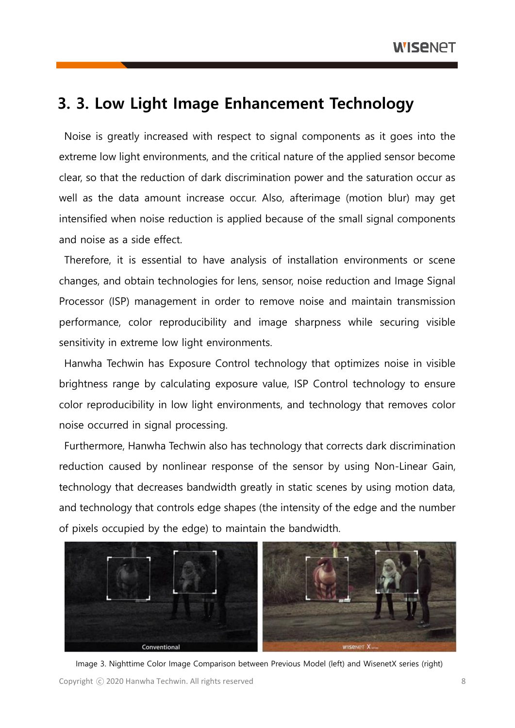## 3. 3. Low Light Image Enhancement Technology

Noise is greatly increased with respect to signal components as it goes into the extreme low light environments, and the critical nature of the applied sensor become clear, so that the reduction of dark discrimination power and the saturation occur as well as the data amount increase occur. Also, afterimage (motion blur) may get intensified when noise reduction is applied because of the small signal components and noise as a side effect.

Therefore, it is essential to have analysis of installation environments or scene changes, and obtain technologies for lens, sensor, noise reduction and Image Signal Processor (ISP) management in order to remove noise and maintain transmission performance, color reproducibility and image sharpness while securing visible sensitivity in extreme low light environments.

Hanwha Techwin has Exposure Control technology that optimizes noise in visible brightness range by calculating exposure value, ISP Control technology to ensure color reproducibility in low light environments, and technology that removes color noise occurred in signal processing.

Furthermore, Hanwha Techwin also has technology that corrects dark discrimination reduction caused by nonlinear response of the sensor by using Non-Linear Gain, technology that decreases bandwidth greatly in static scenes by using motion data, and technology that controls edge shapes (the intensity of the edge and the number of pixels occupied by the edge) to maintain the bandwidth.

Image 3. Nighttime Color Image Comparison between Previous Model (left) and WisenetX series (right)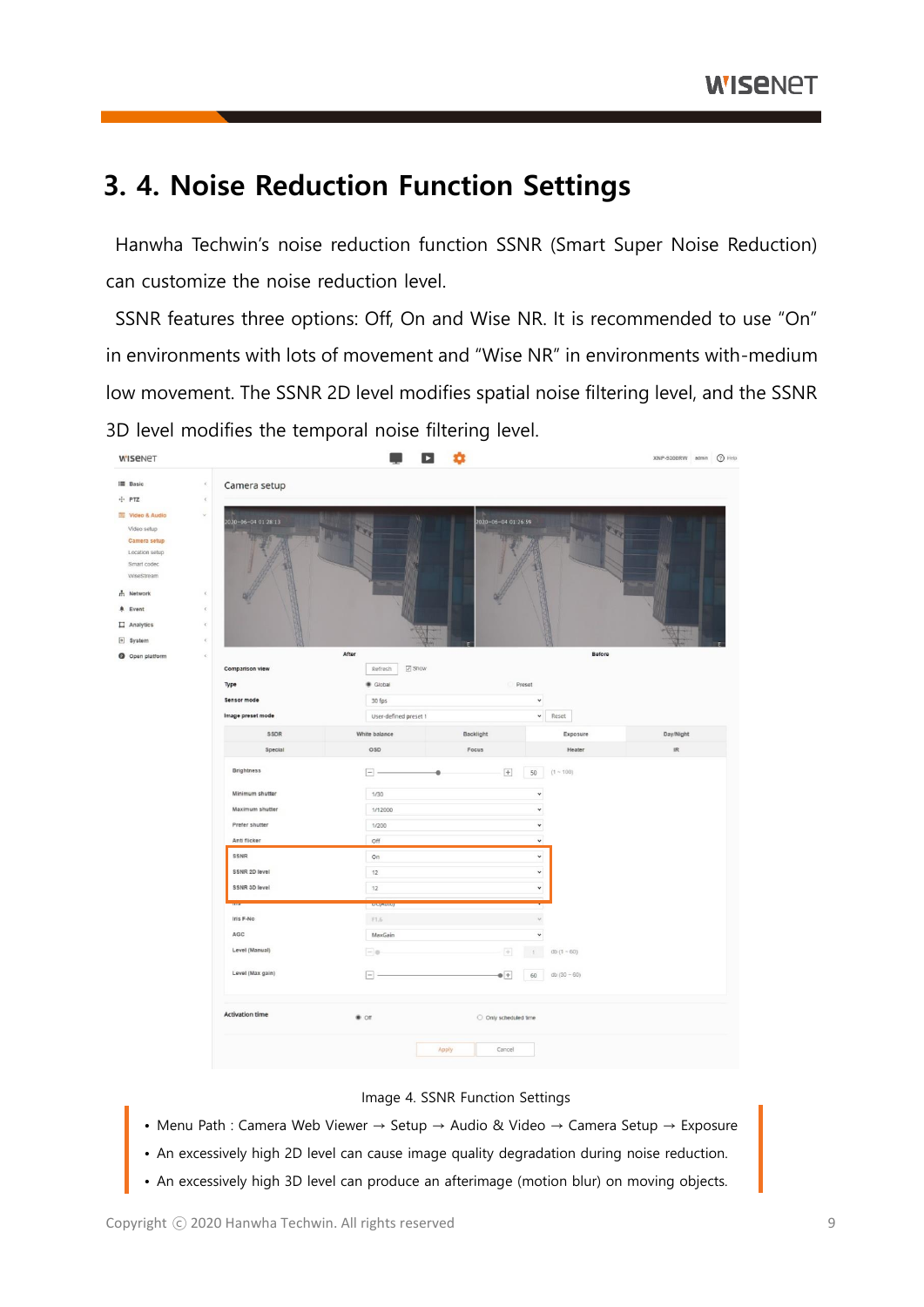# 3. 4. Noise Reduction Function Settings

Hanwha Techwin's noise reduction function SSNR (Smart Super Noise Reduction) can customize the noise reduction level.

SSNR features three options: Off, On and Wise NR. It is recommended to use "On" in environments with lots of movement and "Wise NR" in environments with-medium low movement. The SSNR 2D level modifies spatial noise filtering level, and the SSNR 3D level modifies the temporal noise filtering level.

Image 4. SSNR Function Settings

- Menu Path : Camera Web Viewer → Setup → Audio & Video → Camera Setup → Exposure
- An excessively high 2D level can cause image quality degradation during noise reduction.
- An excessively high 3D level can produce an afterimage (motion blur) on moving objects.

Copyright ⓒ 2020 Hanwha Techwin. All rights reserved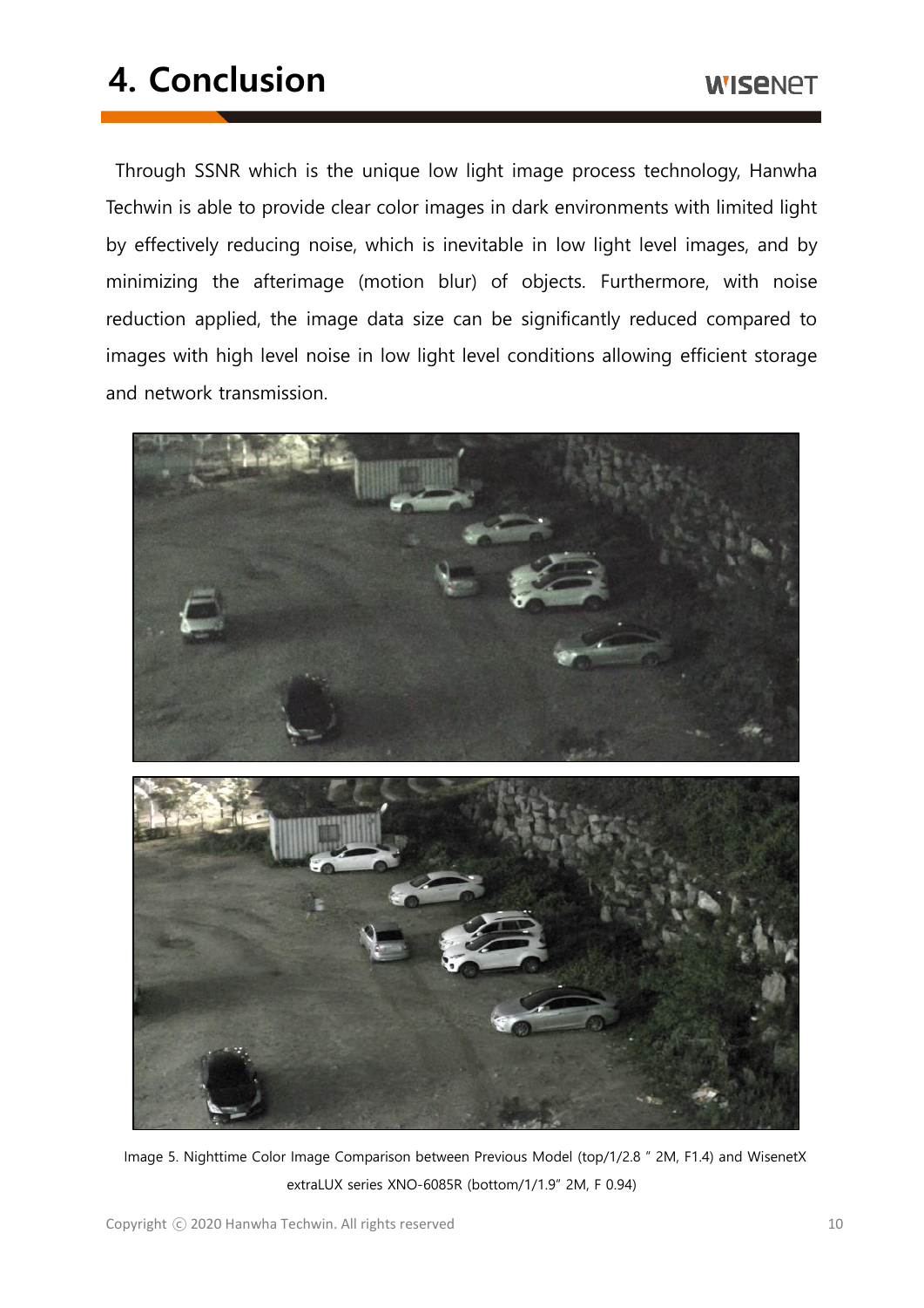# 4. Conclusion

Through SSNR which is the unique low light image process technology, Hanwha Techwin is able to provide clear color images in dark environments with limited light by effectively reducing noise, which is inevitable in low light level images, and by minimizing the afterimage (motion blur) of objects. Furthermore, with noise reduction applied, the image data size can be significantly reduced compared to images with high level noise in low light level conditions allowing efficient storage and network transmission.

Image 5. Nighttime Color Image Comparison between Previous Model (top/1/2.8 " 2M, F1.4) and WisenetX extraLUX series XNO-6085R (bottom/1/1.9" 2M, F 0.94)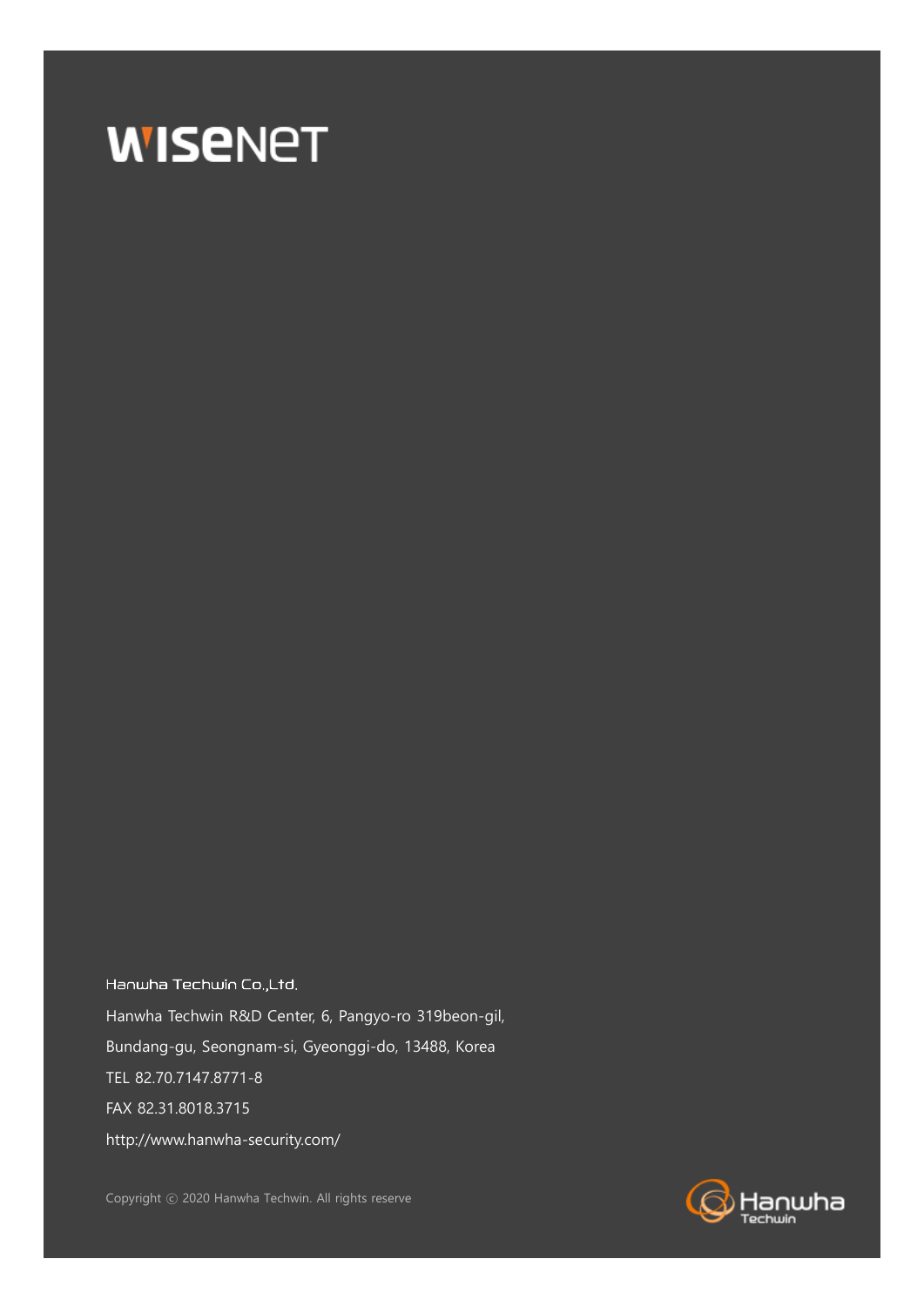WISENET

Hanwha Techwin Co.,Ltd.

Hanwha Techwin R&D Center, 6, Pangyo-ro 319beon-gil,

Bundang-gu, Seongnam-si, Gyeonggi-do, 13488, Korea

TEL 82.70.7147.8771-8

FAX 82.31.8018.3715

http://www.hanwha-security.com/

Copyright ⓒ 2020 Hanwha Techwin. All rights reserve

Hanwha Techwin